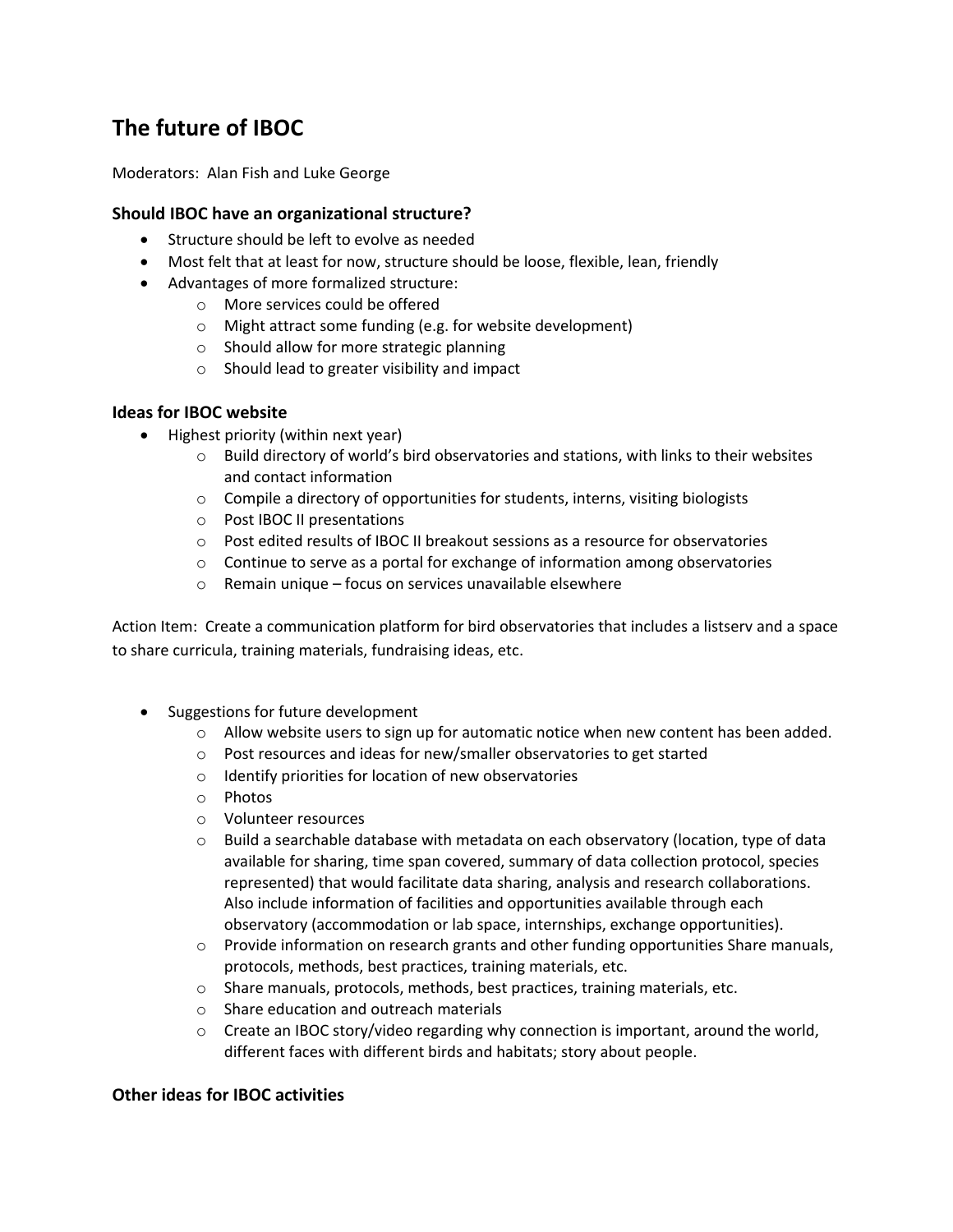# The future of IBOC

Moderators: Alan Fish and Luke George

### Should IBOC have an organizational structure?

- Structure should be left to evolve as needed
- Most felt that at least for now, structure should be loose, flexible, lean, friendly
- Advantages of more formalized structure:
  - More services could be offered
  - Might attract some funding (e.g. for website development)
  - Should allow for more strategic planning
  - Should lead to greater visibility and impact

### Ideas for IBOC website

- Highest priority (within next year)
  - Build directory of world's bird observatories and stations, with links to their websites and contact information
  - Compile a directory of opportunities for students, interns, visiting biologists
  - Post IBOC II presentations
  - Post edited results of IBOC II breakout sessions as a resource for observatories
  - Continue to serve as a portal for exchange of information among observatories
  - Remain unique – focus on services unavailable elsewhere

Action Item: Create a communication platform for bird observatories that includes a listserv and a space to share curricula, training materials, fundraising ideas, etc.

- Suggestions for future development
  - Allow website users to sign up for automatic notice when new content has been added.
  - Post resources and ideas for new/smaller observatories to get started
  - Identify priorities for location of new observatories
  - Photos
  - Volunteer resources
  - Build a searchable database with metadata on each observatory (location, type of data available for sharing, time span covered, summary of data collection protocol, species represented) that would facilitate data sharing, analysis and research collaborations. Also include information of facilities and opportunities available through each observatory (accommodation or lab space, internships, exchange opportunities).
  - Provide information on research grants and other funding opportunities Share manuals, protocols, methods, best practices, training materials, etc.
  - Share manuals, protocols, methods, best practices, training materials, etc.
  - Share education and outreach materials
  - Create an IBOC story/video regarding why connection is important, around the world, different faces with different birds and habitats; story about people.

### Other ideas for IBOC activities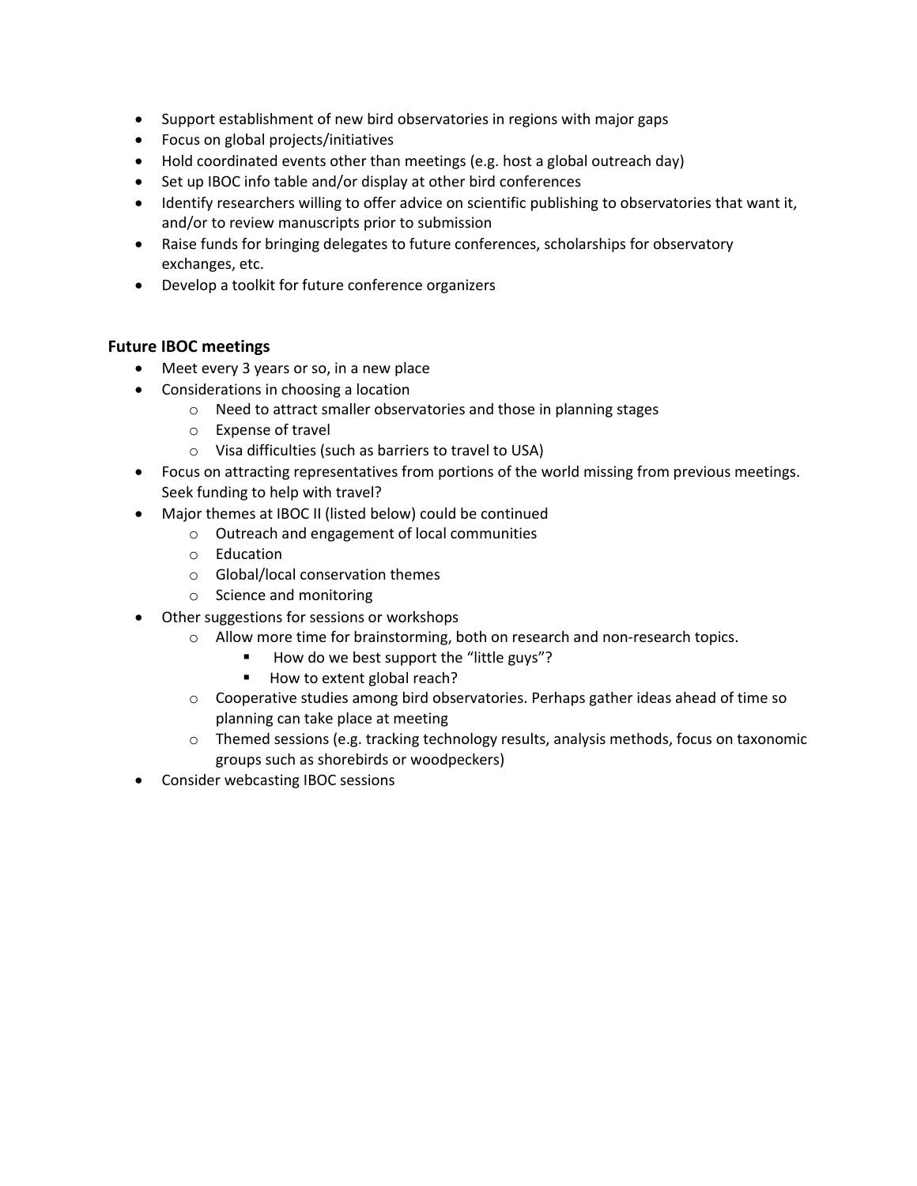- Support establishment of new bird observatories in regions with major gaps
- Focus on global projects/initiatives
- Hold coordinated events other than meetings (e.g. host a global outreach day)
- Set up IBOC info table and/or display at other bird conferences
- Identify researchers willing to offer advice on scientific publishing to observatories that want it, and/or to review manuscripts prior to submission
- Raise funds for bringing delegates to future conferences, scholarships for observatory exchanges, etc.
- Develop a toolkit for future conference organizers

### Future IBOC meetings

- Meet every 3 years or so, in a new place
- Considerations in choosing a location
  - Need to attract smaller observatories and those in planning stages
  - Expense of travel
  - Visa difficulties (such as barriers to travel to USA)
- Focus on attracting representatives from portions of the world missing from previous meetings. Seek funding to help with travel?
- Major themes at IBOC II (listed below) could be continued
  - Outreach and engagement of local communities
  - Education
  - Global/local conservation themes
  - Science and monitoring
- Other suggestions for sessions or workshops
  - Allow more time for brainstorming, both on research and non-research topics.
    - How do we best support the "little guys"?
    - How to extent global reach?
  - Cooperative studies among bird observatories. Perhaps gather ideas ahead of time so planning can take place at meeting
  - Themed sessions (e.g. tracking technology results, analysis methods, focus on taxonomic groups such as shorebirds or woodpeckers)
- Consider webcasting IBOC sessions